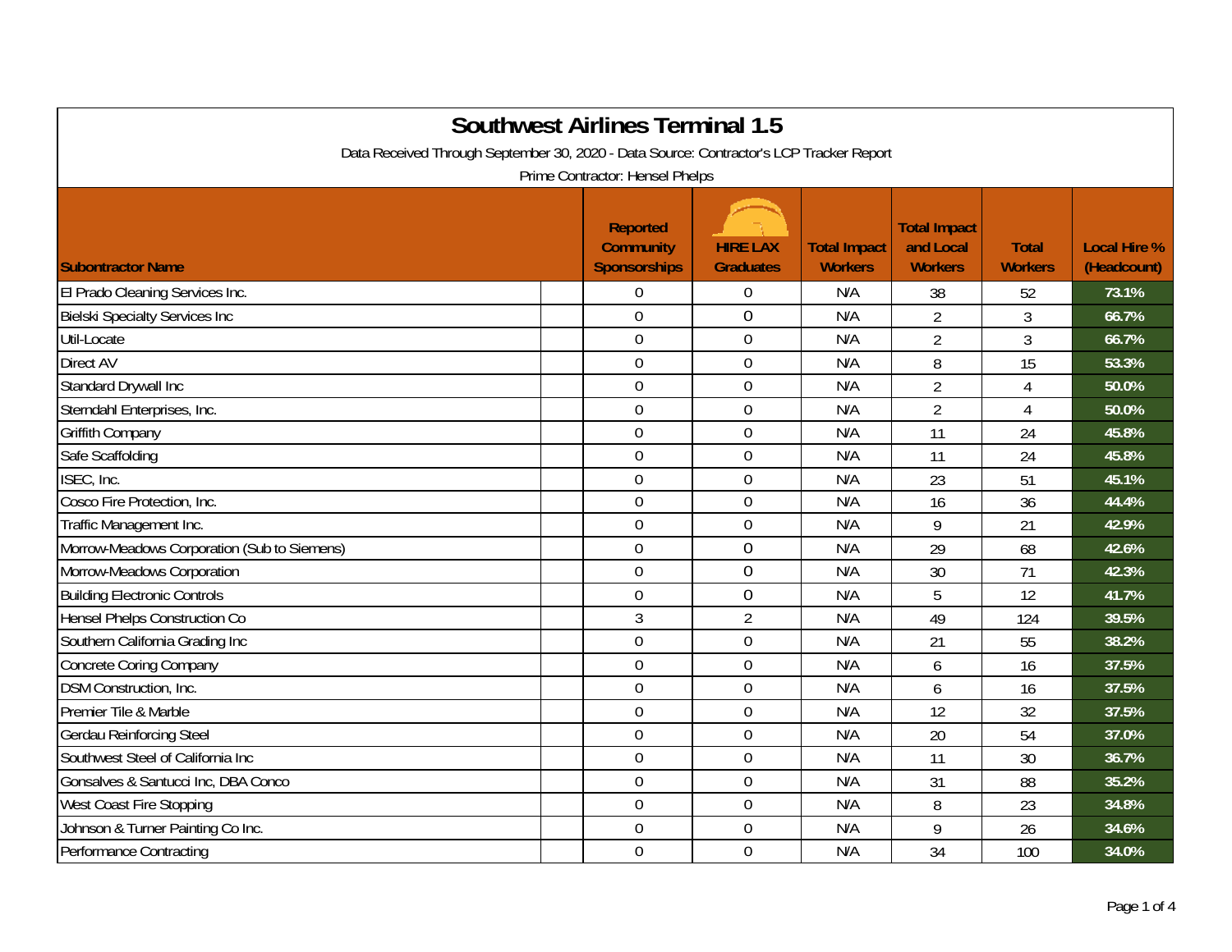# Southwest Airlines Terminal 1.5

Data Received Through September 30, 2020 - Data Source: Contractor's LCP Tracker Report

Prime Contractor: Hensel Phelps

| Subontractor Name | Reported Community Sponsorships | HIRE LAX Graduates | Total Impact Workers | Total Impact and Local Workers | Total Workers | Local Hire % (Headcount) |
|---|---|---|---|---|---|---|
| El Prado Cleaning Services Inc. | 0 | 0 | N/A | 38 | 52 | 73.1% |
| Bielski Specialty Services Inc | 0 | 0 | N/A | 2 | 3 | 66.7% |
| Util-Locate | 0 | 0 | N/A | 2 | 3 | 66.7% |
| Direct AV | 0 | 0 | N/A | 8 | 15 | 53.3% |
| Standard Drywall Inc | 0 | 0 | N/A | 2 | 4 | 50.0% |
| Sterndahl Enterprises, Inc. | 0 | 0 | N/A | 2 | 4 | 50.0% |
| Griffith Company | 0 | 0 | N/A | 11 | 24 | 45.8% |
| Safe Scaffolding | 0 | 0 | N/A | 11 | 24 | 45.8% |
| ISEC, Inc. | 0 | 0 | N/A | 23 | 51 | 45.1% |
| Cosco Fire Protection, Inc. | 0 | 0 | N/A | 16 | 36 | 44.4% |
| Traffic Management Inc. | 0 | 0 | N/A | 9 | 21 | 42.9% |
| Morrow-Meadows Corporation (Sub to Siemens) | 0 | 0 | N/A | 29 | 68 | 42.6% |
| Morrow-Meadows Corporation | 0 | 0 | N/A | 30 | 71 | 42.3% |
| Building Electronic Controls | 0 | 0 | N/A | 5 | 12 | 41.7% |
| Hensel Phelps Construction Co | 3 | 2 | N/A | 49 | 124 | 39.5% |
| Southern California Grading Inc | 0 | 0 | N/A | 21 | 55 | 38.2% |
| Concrete Coring Company | 0 | 0 | N/A | 6 | 16 | 37.5% |
| DSM Construction, Inc. | 0 | 0 | N/A | 6 | 16 | 37.5% |
| Premier Tile & Marble | 0 | 0 | N/A | 12 | 32 | 37.5% |
| Gerdau Reinforcing Steel | 0 | 0 | N/A | 20 | 54 | 37.0% |
| Southwest Steel of California Inc | 0 | 0 | N/A | 11 | 30 | 36.7% |
| Gonsalves & Santucci Inc, DBA Conco | 0 | 0 | N/A | 31 | 88 | 35.2% |
| West Coast Fire Stopping | 0 | 0 | N/A | 8 | 23 | 34.8% |
| Johnson & Turner Painting Co Inc. | 0 | 0 | N/A | 9 | 26 | 34.6% |
| Performance Contracting | 0 | 0 | N/A | 34 | 100 | 34.0% |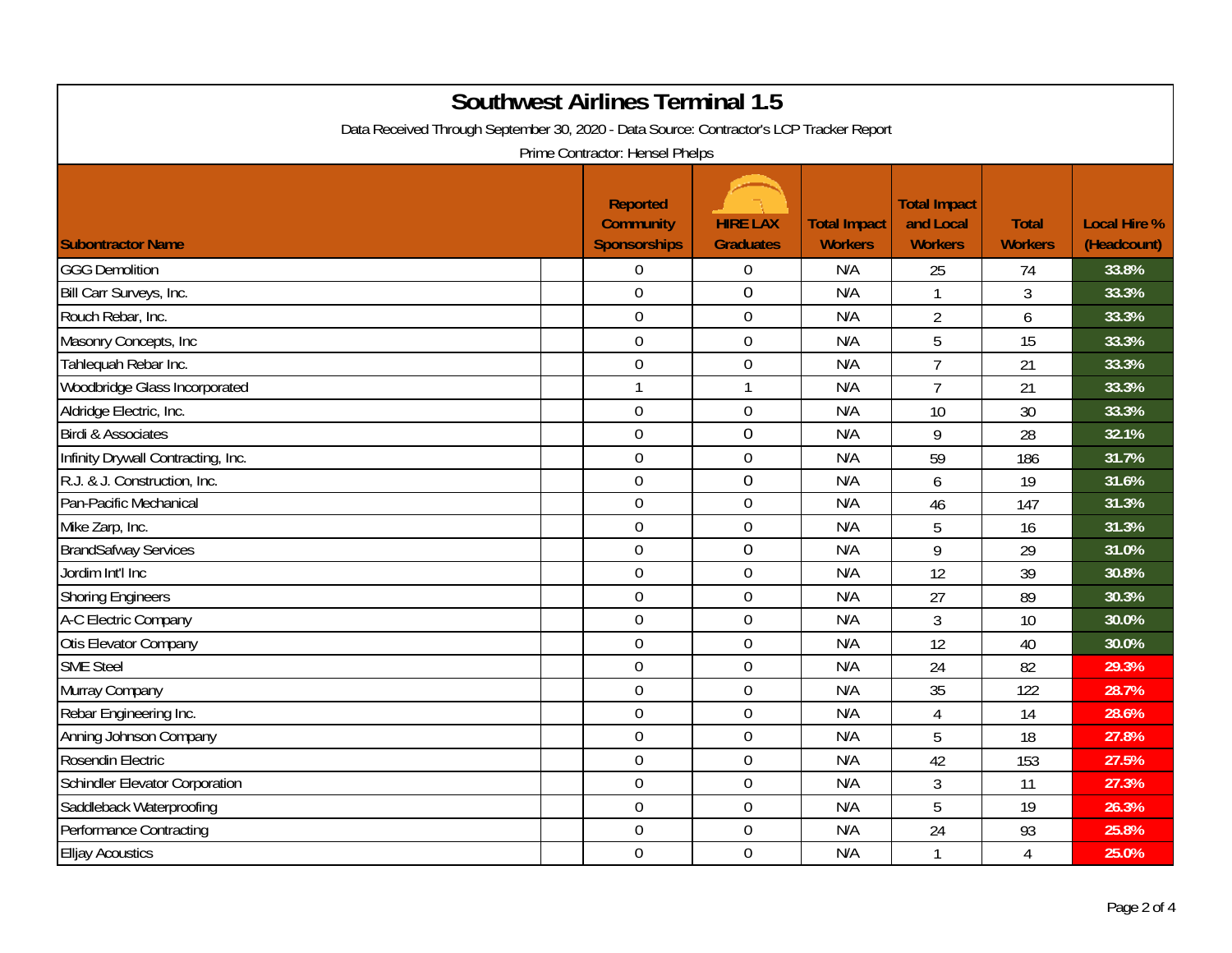# Southwest Airlines Terminal 1.5

Data Received Through September 30, 2020 - Data Source: Contractor's LCP Tracker Report

Prime Contractor: Hensel Phelps

| Subcontractor Name | Reported Community Sponsorships | HIRE LAX Graduates | Total Impact Workers | Total Impact and Local Workers | Total Workers | Local Hire % (Headcount) |
|---|---|---|---|---|---|---|
| GGG Demolition | 0 | 0 | N/A | 25 | 74 | 33.8% |
| Bill Carr Surveys, Inc. | 0 | 0 | N/A | 1 | 3 | 33.3% |
| Rouch Rebar, Inc. | 0 | 0 | N/A | 2 | 6 | 33.3% |
| Masonry Concepts, Inc | 0 | 0 | N/A | 5 | 15 | 33.3% |
| Tahlequah Rebar Inc. | 0 | 0 | N/A | 7 | 21 | 33.3% |
| Woodbridge Glass Incorporated | 1 | 1 | N/A | 7 | 21 | 33.3% |
| Aldridge Electric, Inc. | 0 | 0 | N/A | 10 | 30 | 33.3% |
| Birdi & Associates | 0 | 0 | N/A | 9 | 28 | 32.1% |
| Infinity Drywall Contracting, Inc. | 0 | 0 | N/A | 59 | 186 | 31.7% |
| R.J. & J. Construction, Inc. | 0 | 0 | N/A | 6 | 19 | 31.6% |
| Pan-Pacific Mechanical | 0 | 0 | N/A | 46 | 147 | 31.3% |
| Mike Zarp, Inc. | 0 | 0 | N/A | 5 | 16 | 31.3% |
| BrandSafway Services | 0 | 0 | N/A | 9 | 29 | 31.0% |
| Jordim Int'l Inc | 0 | 0 | N/A | 12 | 39 | 30.8% |
| Shoring Engineers | 0 | 0 | N/A | 27 | 89 | 30.3% |
| A-C Electric Company | 0 | 0 | N/A | 3 | 10 | 30.0% |
| Otis Elevator Company | 0 | 0 | N/A | 12 | 40 | 30.0% |
| SME Steel | 0 | 0 | N/A | 24 | 82 | 29.3% |
| Murray Company | 0 | 0 | N/A | 35 | 122 | 28.7% |
| Rebar Engineering Inc. | 0 | 0 | N/A | 4 | 14 | 28.6% |
| Anning Johnson Company | 0 | 0 | N/A | 5 | 18 | 27.8% |
| Rosendin Electric | 0 | 0 | N/A | 42 | 153 | 27.5% |
| Schindler Elevator Corporation | 0 | 0 | N/A | 3 | 11 | 27.3% |
| Saddleback Waterproofing | 0 | 0 | N/A | 5 | 19 | 26.3% |
| Performance Contracting | 0 | 0 | N/A | 24 | 93 | 25.8% |
| Elljay Acoustics | 0 | 0 | N/A | 1 | 4 | 25.0% |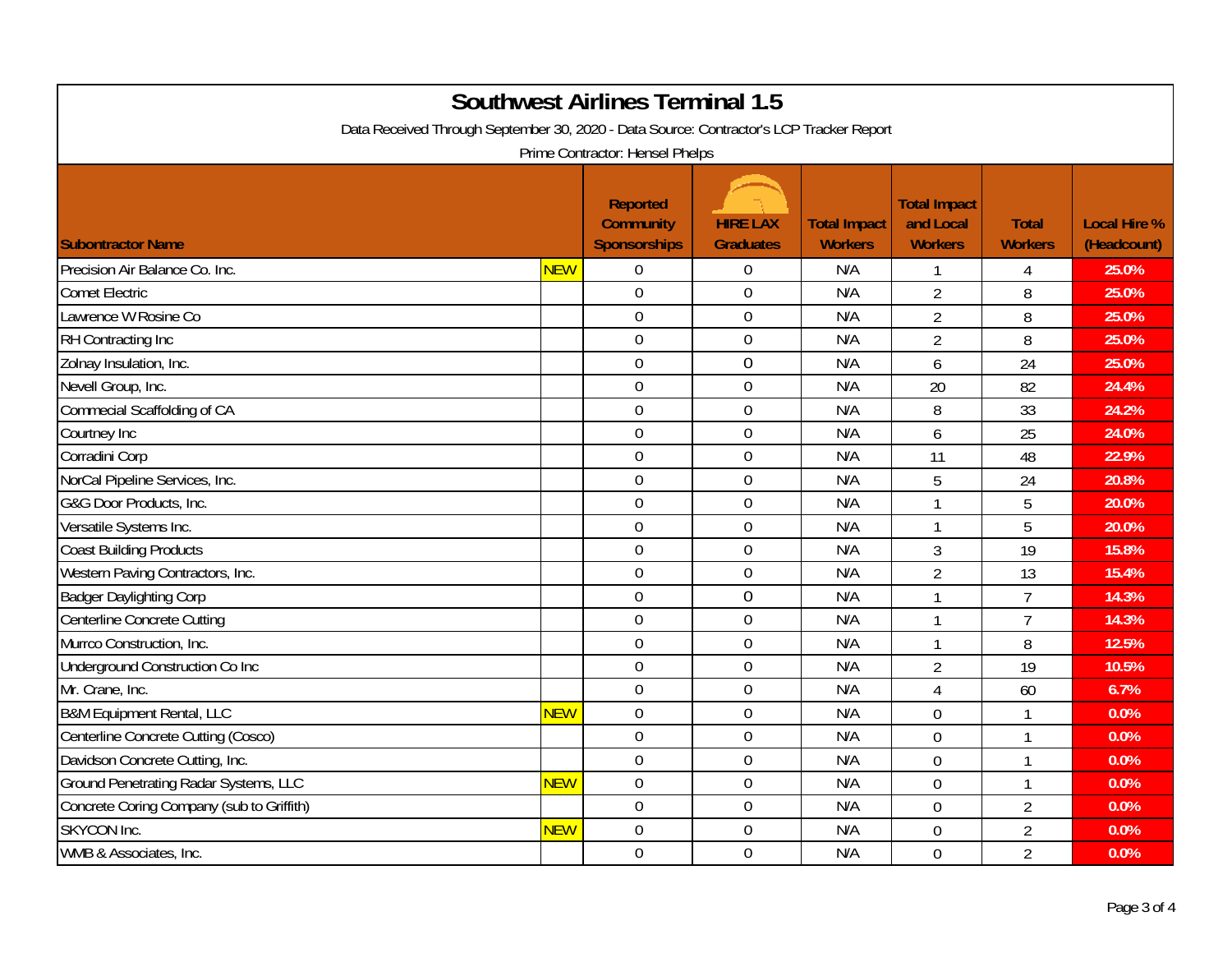# Southwest Airlines Terminal 1.5

Data Received Through September 30, 2020 - Data Source: Contractor's LCP Tracker Report

Prime Contractor: Hensel Phelps

| Subontractor Name | | Reported Community Sponsorships | HIRE LAX Graduates | Total Impact Workers | Total Impact and Local Workers | Total Workers | Local Hire % (Headcount) |
|---|---|---|---|---|---|---|---|
| Precision Air Balance Co. Inc. | NEW | 0 | 0 | N/A | 1 | 4 | 25.0% |
| Comet Electric | | 0 | 0 | N/A | 2 | 8 | 25.0% |
| Lawrence W Rosine Co | | 0 | 0 | N/A | 2 | 8 | 25.0% |
| RH Contracting Inc | | 0 | 0 | N/A | 2 | 8 | 25.0% |
| Zolnay Insulation, Inc. | | 0 | 0 | N/A | 6 | 24 | 25.0% |
| Nevell Group, Inc. | | 0 | 0 | N/A | 20 | 82 | 24.4% |
| Commecial Scaffolding of CA | | 0 | 0 | N/A | 8 | 33 | 24.2% |
| Courtney Inc | | 0 | 0 | N/A | 6 | 25 | 24.0% |
| Corradini Corp | | 0 | 0 | N/A | 11 | 48 | 22.9% |
| NorCal Pipeline Services, Inc. | | 0 | 0 | N/A | 5 | 24 | 20.8% |
| G&G Door Products, Inc. | | 0 | 0 | N/A | 1 | 5 | 20.0% |
| Versatile Systems Inc. | | 0 | 0 | N/A | 1 | 5 | 20.0% |
| Coast Building Products | | 0 | 0 | N/A | 3 | 19 | 15.8% |
| Western Paving Contractors, Inc. | | 0 | 0 | N/A | 2 | 13 | 15.4% |
| Badger Daylighting Corp | | 0 | 0 | N/A | 1 | 7 | 14.3% |
| Centerline Concrete Cutting | | 0 | 0 | N/A | 1 | 7 | 14.3% |
| Murrco Construction, Inc. | | 0 | 0 | N/A | 1 | 8 | 12.5% |
| Underground Construction Co Inc | | 0 | 0 | N/A | 2 | 19 | 10.5% |
| Mr. Crane, Inc. | | 0 | 0 | N/A | 4 | 60 | 6.7% |
| B&M Equipment Rental, LLC | NEW | 0 | 0 | N/A | 0 | 1 | 0.0% |
| Centerline Concrete Cutting (Cosco) | | 0 | 0 | N/A | 0 | 1 | 0.0% |
| Davidson Concrete Cutting, Inc. | | 0 | 0 | N/A | 0 | 1 | 0.0% |
| Ground Penetrating Radar Systems, LLC | NEW | 0 | 0 | N/A | 0 | 1 | 0.0% |
| Concrete Coring Company (sub to Griffith) | | 0 | 0 | N/A | 0 | 2 | 0.0% |
| SKYCON Inc. | NEW | 0 | 0 | N/A | 0 | 2 | 0.0% |
| WMB & Associates, Inc. | | 0 | 0 | N/A | 0 | 2 | 0.0% |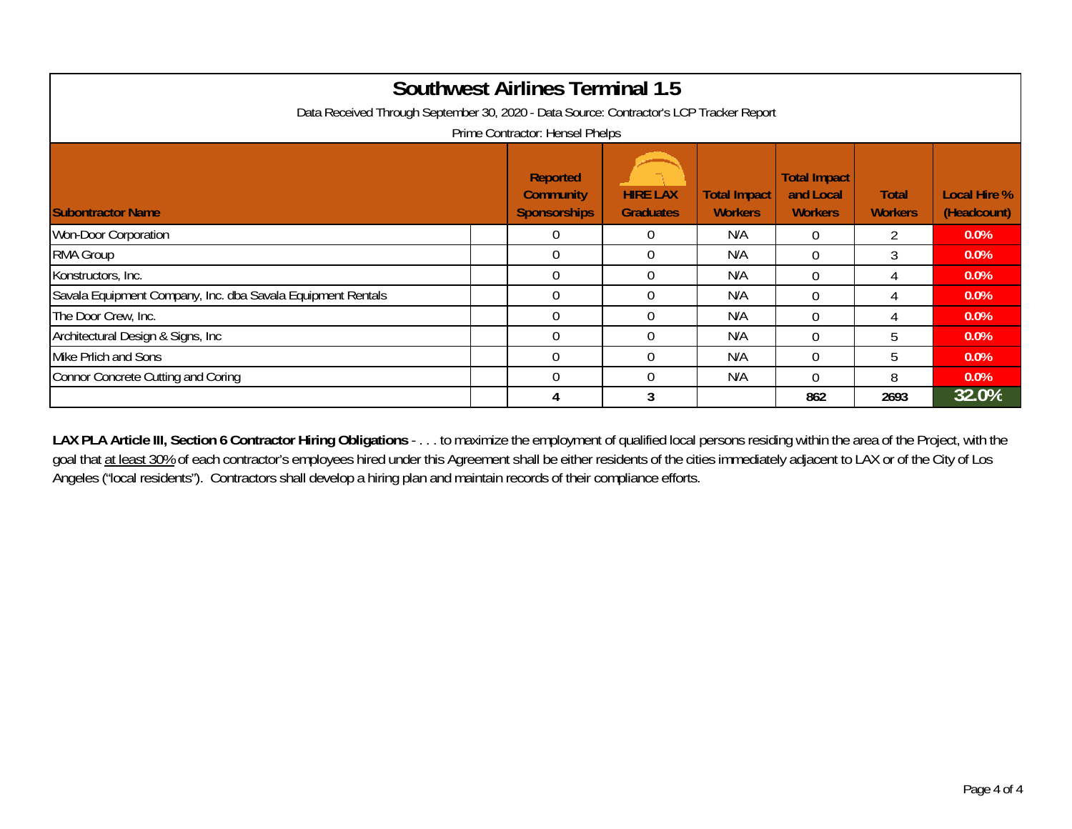# Southwest Airlines Terminal 1.5

Data Received Through September 30, 2020 - Data Source: Contractor's LCP Tracker Report

Prime Contractor: Hensel Phelps

| Subcontractor Name | | Reported Community Sponsorships | HIRE LAX Graduates | Total Impact Workers | Total Impact and Local Workers | Total Workers | Local Hire % (Headcount) |
|---|---|---|---|---|---|---|---|
| Won-Door Corporation | | 0 | 0 | N/A | 0 | 2 | 0.0% |
| RMA Group | | 0 | 0 | N/A | 0 | 3 | 0.0% |
| Konstructors, Inc. | | 0 | 0 | N/A | 0 | 4 | 0.0% |
| Savala Equipment Company, Inc. dba Savala Equipment Rentals | | 0 | 0 | N/A | 0 | 4 | 0.0% |
| The Door Crew, Inc. | | 0 | 0 | N/A | 0 | 4 | 0.0% |
| Architectural Design & Signs, Inc | | 0 | 0 | N/A | 0 | 5 | 0.0% |
| Mike Prlich and Sons | | 0 | 0 | N/A | 0 | 5 | 0.0% |
| Connor Concrete Cutting and Coring | | 0 | 0 | N/A | 0 | 8 | 0.0% |
| | | 4 | 3 | | 862 | 2693 | 32.0% |

**LAX PLA Article III, Section 6 Contractor Hiring Obligations** - . . . to maximize the employment of qualified local persons residing within the area of the Project, with the goal that at least 30% of each contractor's employees hired under this Agreement shall be either residents of the cities immediately adjacent to LAX or of the City of Los Angeles ("local residents"). Contractors shall develop a hiring plan and maintain records of their compliance efforts.